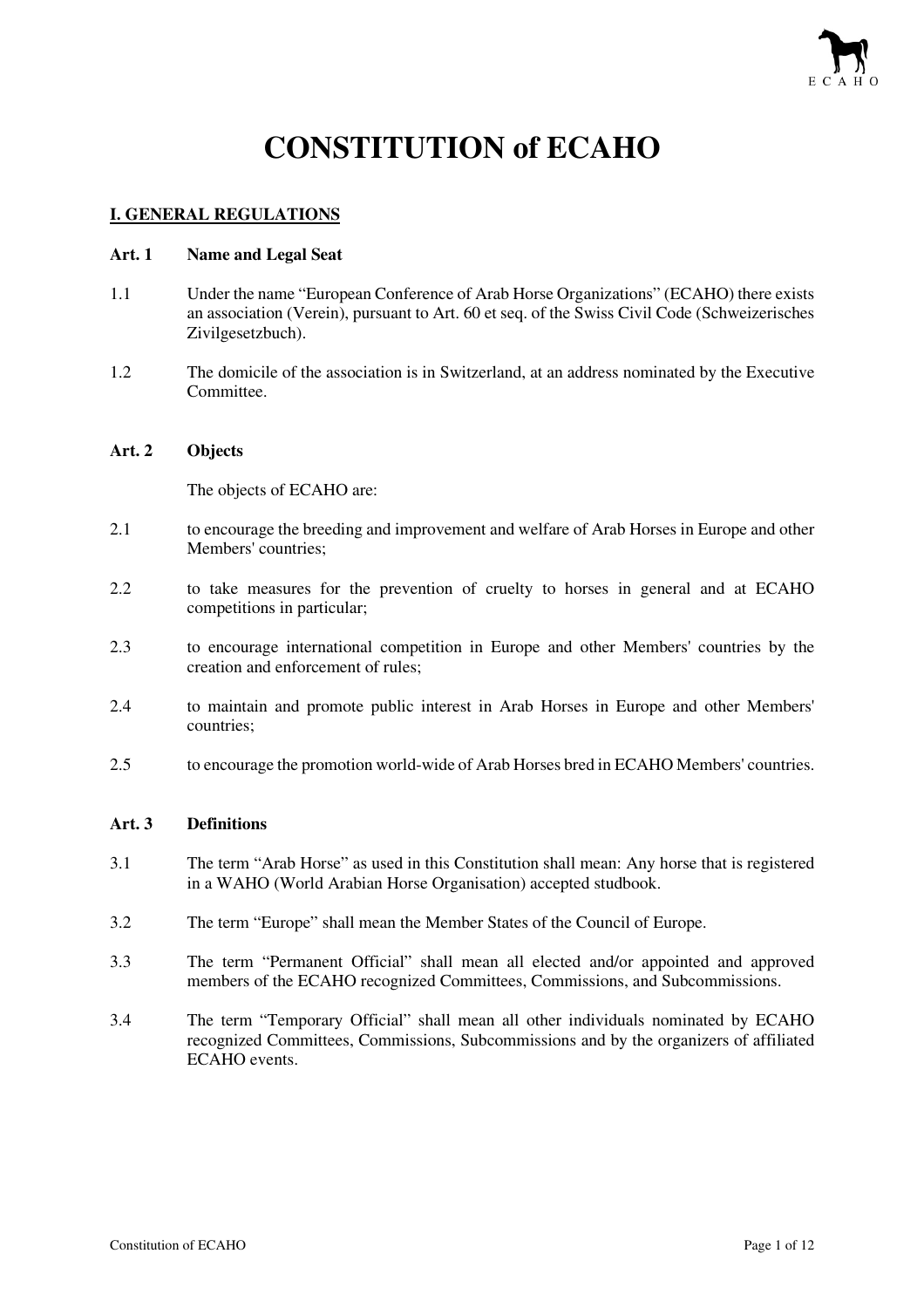# CONSTITUTION of ECAHO

## I. GENERAL REGULATIONS

### Art. 1 Name and Legal Seat

1.1 Under the name "European Conference of Arab Horse Organizations" (ECAHO) there exists an association (Verein), pursuant to Art. 60 et seq. of the Swiss Civil Code (Schweizerisches Zivilgesetzbuch).

1.2 The domicile of the association is in Switzerland, at an address nominated by the Executive Committee.

### Art. 2 Objects

The objects of ECAHO are:

2.1 to encourage the breeding and improvement and welfare of Arab Horses in Europe and other Members' countries;

2.2 to take measures for the prevention of cruelty to horses in general and at ECAHO competitions in particular;

2.3 to encourage international competition in Europe and other Members' countries by the creation and enforcement of rules;

2.4 to maintain and promote public interest in Arab Horses in Europe and other Members' countries;

2.5 to encourage the promotion world-wide of Arab Horses bred in ECAHO Members' countries.

### Art. 3 Definitions

3.1 The term "Arab Horse" as used in this Constitution shall mean: Any horse that is registered in a WAHO (World Arabian Horse Organisation) accepted studbook.

3.2 The term "Europe" shall mean the Member States of the Council of Europe.

3.3 The term "Permanent Official" shall mean all elected and/or appointed and approved members of the ECAHO recognized Committees, Commissions, and Subcommissions.

3.4 The term "Temporary Official" shall mean all other individuals nominated by ECAHO recognized Committees, Commissions, Subcommissions and by the organizers of affiliated ECAHO events.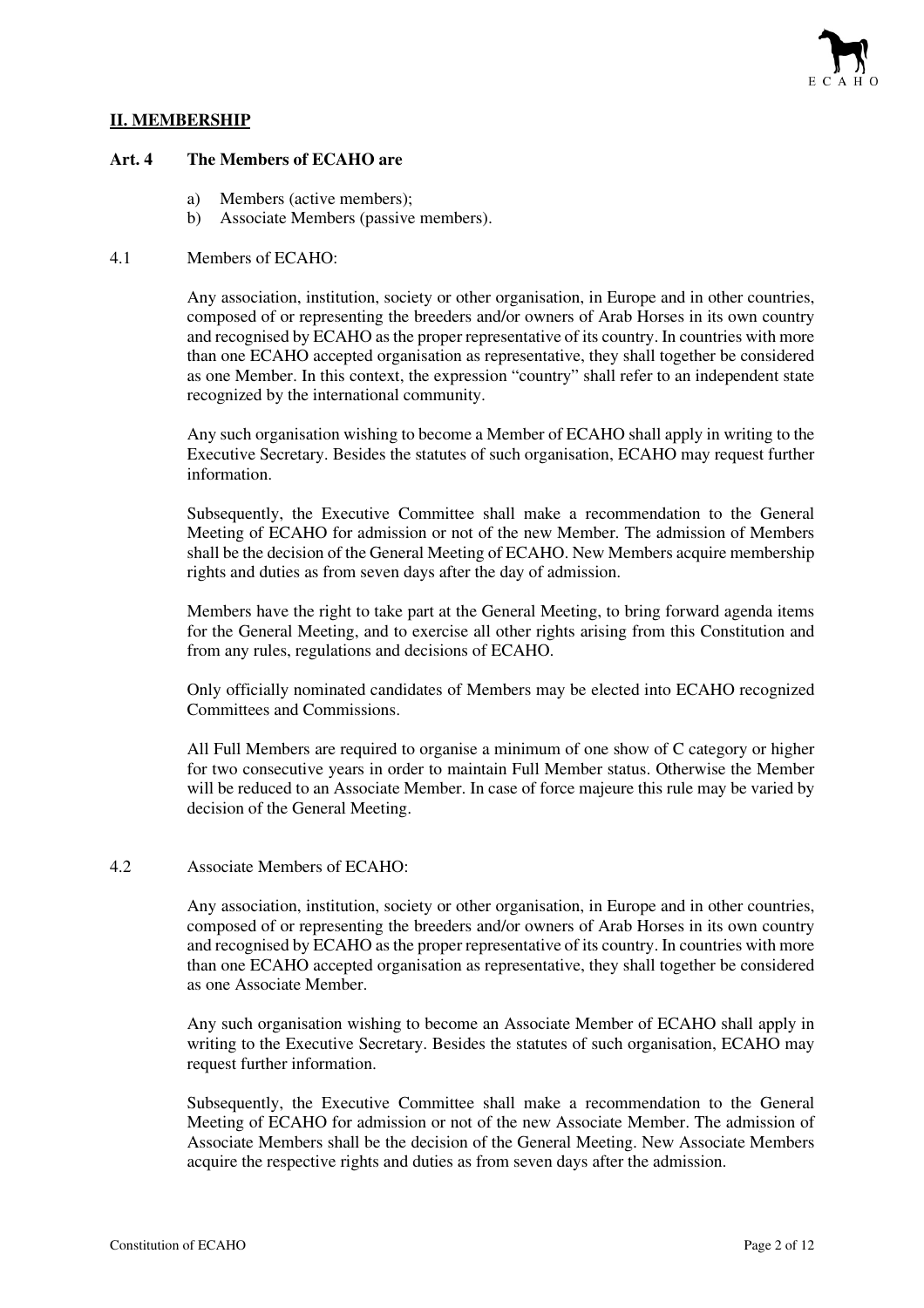## II. MEMBERSHIP

### Art. 4 The Members of ECAHO are

a) Members (active members);
b) Associate Members (passive members).

4.1 Members of ECAHO:

Any association, institution, society or other organisation, in Europe and in other countries, composed of or representing the breeders and/or owners of Arab Horses in its own country and recognised by ECAHO as the proper representative of its country. In countries with more than one ECAHO accepted organisation as representative, they shall together be considered as one Member. In this context, the expression "country" shall refer to an independent state recognized by the international community.

Any such organisation wishing to become a Member of ECAHO shall apply in writing to the Executive Secretary. Besides the statutes of such organisation, ECAHO may request further information.

Subsequently, the Executive Committee shall make a recommendation to the General Meeting of ECAHO for admission or not of the new Member. The admission of Members shall be the decision of the General Meeting of ECAHO. New Members acquire membership rights and duties as from seven days after the day of admission.

Members have the right to take part at the General Meeting, to bring forward agenda items for the General Meeting, and to exercise all other rights arising from this Constitution and from any rules, regulations and decisions of ECAHO.

Only officially nominated candidates of Members may be elected into ECAHO recognized Committees and Commissions.

All Full Members are required to organise a minimum of one show of C category or higher for two consecutive years in order to maintain Full Member status. Otherwise the Member will be reduced to an Associate Member. In case of force majeure this rule may be varied by decision of the General Meeting.

4.2 Associate Members of ECAHO:

Any association, institution, society or other organisation, in Europe and in other countries, composed of or representing the breeders and/or owners of Arab Horses in its own country and recognised by ECAHO as the proper representative of its country. In countries with more than one ECAHO accepted organisation as representative, they shall together be considered as one Associate Member.

Any such organisation wishing to become an Associate Member of ECAHO shall apply in writing to the Executive Secretary. Besides the statutes of such organisation, ECAHO may request further information.

Subsequently, the Executive Committee shall make a recommendation to the General Meeting of ECAHO for admission or not of the new Associate Member. The admission of Associate Members shall be the decision of the General Meeting. New Associate Members acquire the respective rights and duties as from seven days after the admission.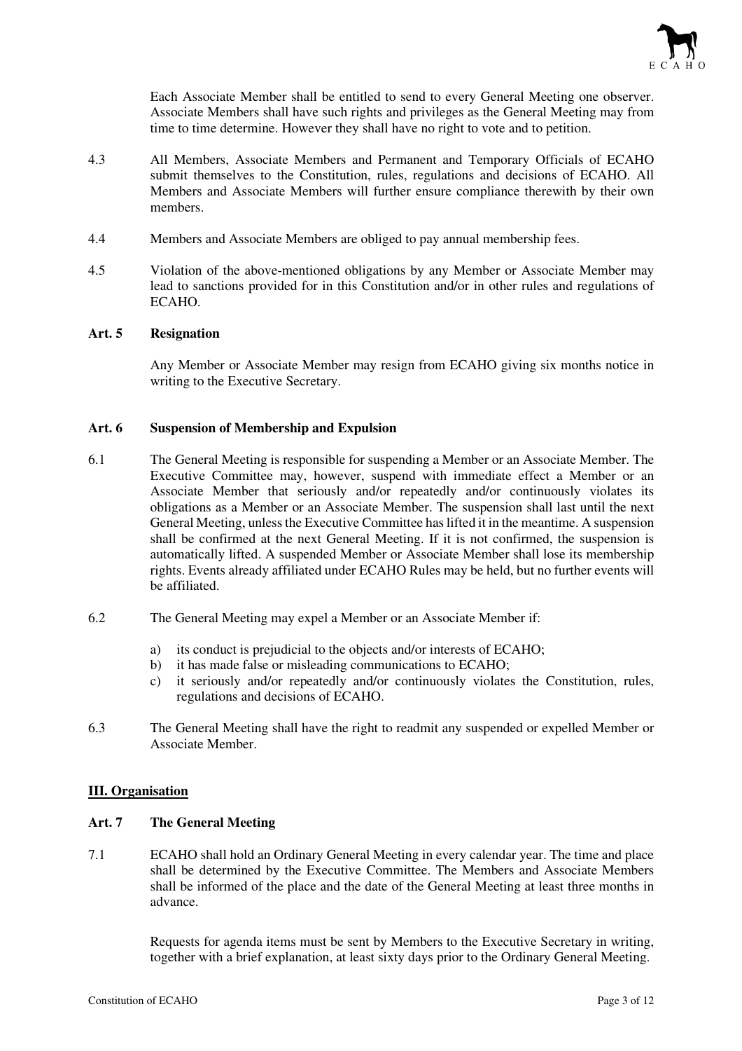Each Associate Member shall be entitled to send to every General Meeting one observer. Associate Members shall have such rights and privileges as the General Meeting may from time to time determine. However they shall have no right to vote and to petition.

4.3 All Members, Associate Members and Permanent and Temporary Officials of ECAHO submit themselves to the Constitution, rules, regulations and decisions of ECAHO. All Members and Associate Members will further ensure compliance therewith by their own members.

4.4 Members and Associate Members are obliged to pay annual membership fees.

4.5 Violation of the above-mentioned obligations by any Member or Associate Member may lead to sanctions provided for in this Constitution and/or in other rules and regulations of ECAHO.

**Art. 5 Resignation**

Any Member or Associate Member may resign from ECAHO giving six months notice in writing to the Executive Secretary.

**Art. 6 Suspension of Membership and Expulsion**

6.1 The General Meeting is responsible for suspending a Member or an Associate Member. The Executive Committee may, however, suspend with immediate effect a Member or an Associate Member that seriously and/or repeatedly and/or continuously violates its obligations as a Member or an Associate Member. The suspension shall last until the next General Meeting, unless the Executive Committee has lifted it in the meantime. A suspension shall be confirmed at the next General Meeting. If it is not confirmed, the suspension is automatically lifted. A suspended Member or Associate Member shall lose its membership rights. Events already affiliated under ECAHO Rules may be held, but no further events will be affiliated.

6.2 The General Meeting may expel a Member or an Associate Member if:

a) its conduct is prejudicial to the objects and/or interests of ECAHO;
b) it has made false or misleading communications to ECAHO;
c) it seriously and/or repeatedly and/or continuously violates the Constitution, rules, regulations and decisions of ECAHO.

6.3 The General Meeting shall have the right to readmit any suspended or expelled Member or Associate Member.

## III. Organisation

**Art. 7 The General Meeting**

7.1 ECAHO shall hold an Ordinary General Meeting in every calendar year. The time and place shall be determined by the Executive Committee. The Members and Associate Members shall be informed of the place and the date of the General Meeting at least three months in advance.

Requests for agenda items must be sent by Members to the Executive Secretary in writing, together with a brief explanation, at least sixty days prior to the Ordinary General Meeting.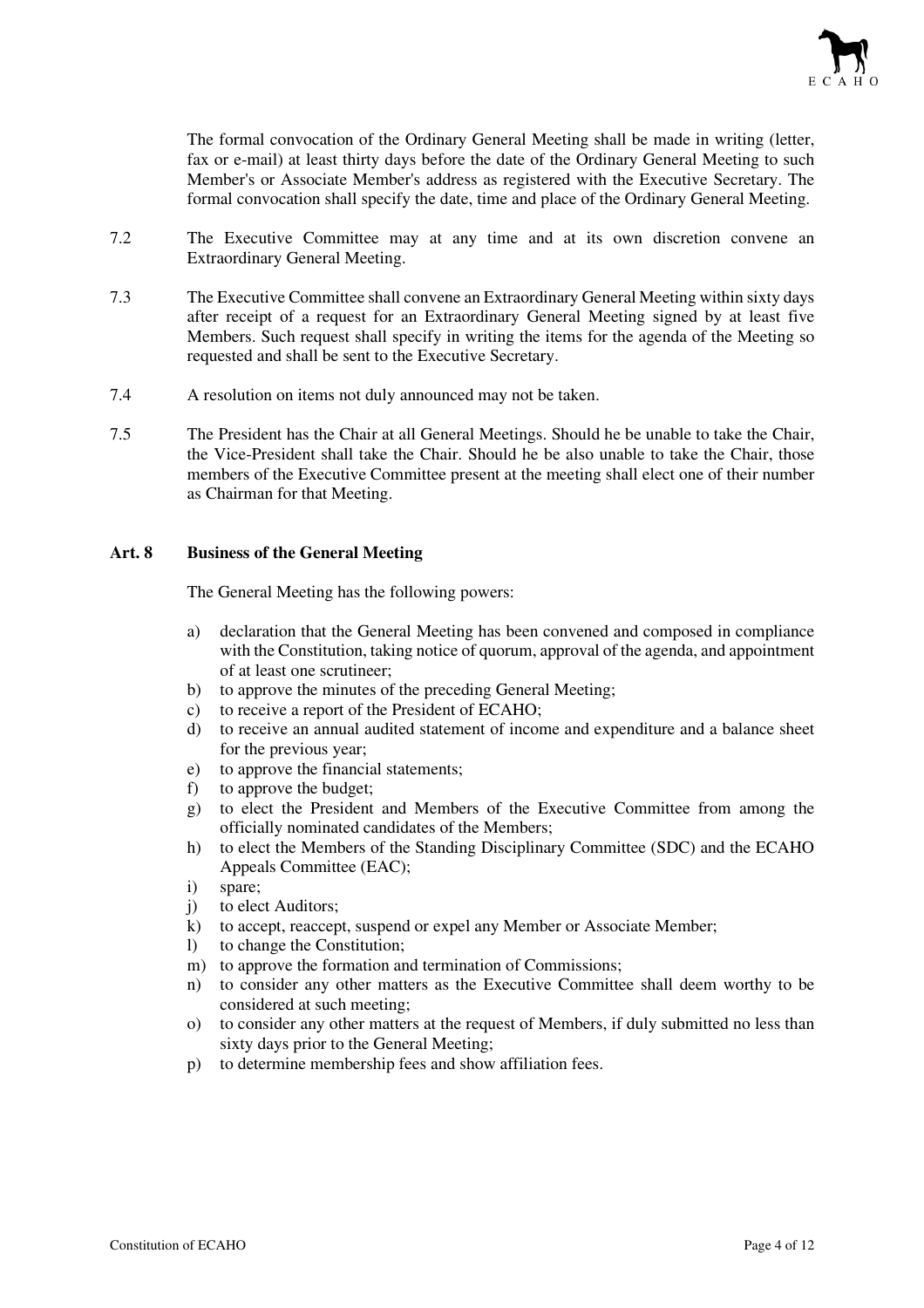The formal convocation of the Ordinary General Meeting shall be made in writing (letter, fax or e-mail) at least thirty days before the date of the Ordinary General Meeting to such Member's or Associate Member's address as registered with the Executive Secretary. The formal convocation shall specify the date, time and place of the Ordinary General Meeting.

7.2 The Executive Committee may at any time and at its own discretion convene an Extraordinary General Meeting.

7.3 The Executive Committee shall convene an Extraordinary General Meeting within sixty days after receipt of a request for an Extraordinary General Meeting signed by at least five Members. Such request shall specify in writing the items for the agenda of the Meeting so requested and shall be sent to the Executive Secretary.

7.4 A resolution on items not duly announced may not be taken.

7.5 The President has the Chair at all General Meetings. Should he be unable to take the Chair, the Vice-President shall take the Chair. Should he be also unable to take the Chair, those members of the Executive Committee present at the meeting shall elect one of their number as Chairman for that Meeting.

## Art. 8 Business of the General Meeting

The General Meeting has the following powers:

a) declaration that the General Meeting has been convened and composed in compliance with the Constitution, taking notice of quorum, approval of the agenda, and appointment of at least one scrutineer;
b) to approve the minutes of the preceding General Meeting;
c) to receive a report of the President of ECAHO;
d) to receive an annual audited statement of income and expenditure and a balance sheet for the previous year;
e) to approve the financial statements;
f) to approve the budget;
g) to elect the President and Members of the Executive Committee from among the officially nominated candidates of the Members;
h) to elect the Members of the Standing Disciplinary Committee (SDC) and the ECAHO Appeals Committee (EAC);
i) spare;
j) to elect Auditors;
k) to accept, reaccept, suspend or expel any Member or Associate Member;
l) to change the Constitution;
m) to approve the formation and termination of Commissions;
n) to consider any other matters as the Executive Committee shall deem worthy to be considered at such meeting;
o) to consider any other matters at the request of Members, if duly submitted no less than sixty days prior to the General Meeting;
p) to determine membership fees and show affiliation fees.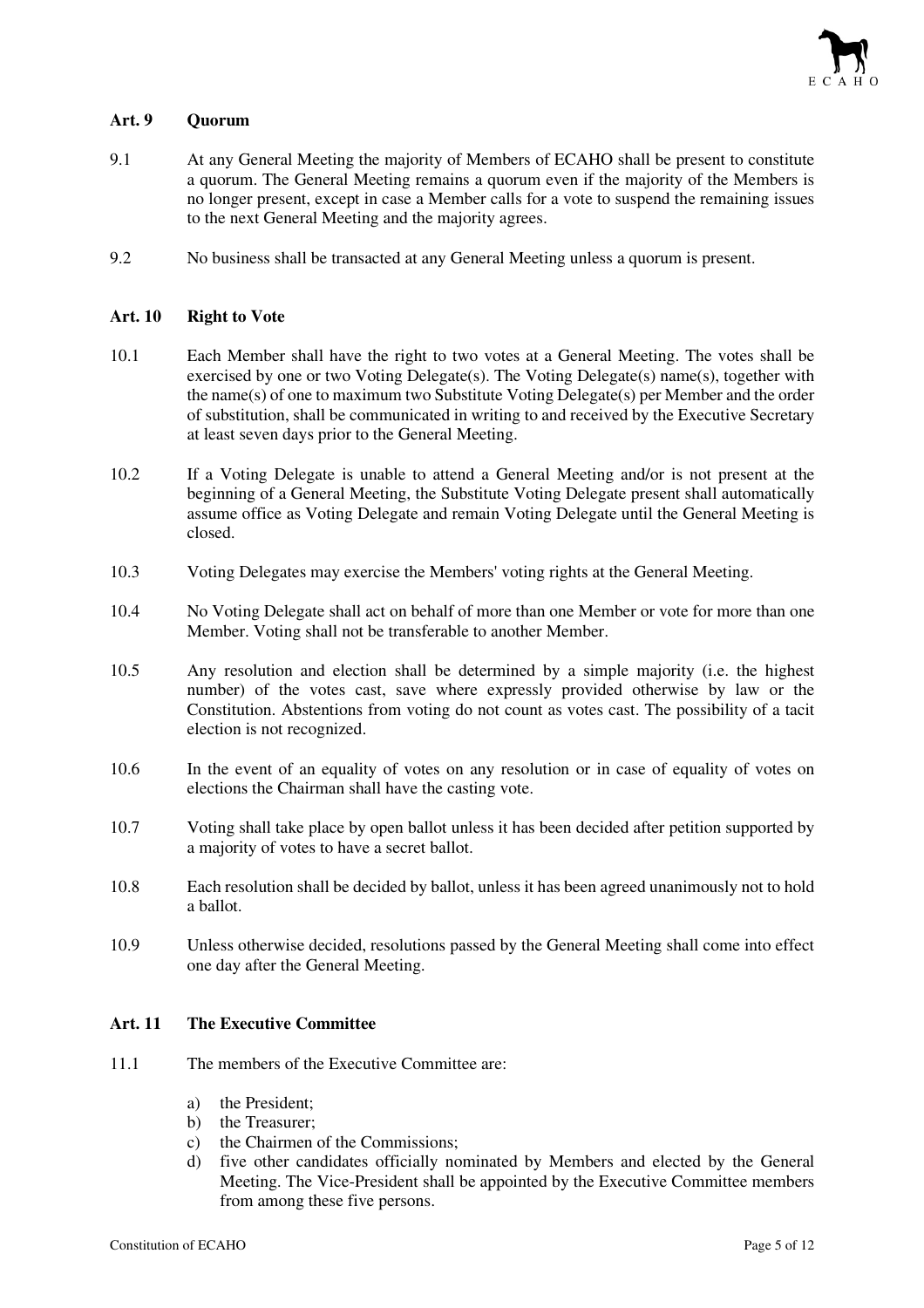### Art. 9 Quorum

9.1 At any General Meeting the majority of Members of ECAHO shall be present to constitute a quorum. The General Meeting remains a quorum even if the majority of the Members is no longer present, except in case a Member calls for a vote to suspend the remaining issues to the next General Meeting and the majority agrees.

9.2 No business shall be transacted at any General Meeting unless a quorum is present.

### Art. 10 Right to Vote

10.1 Each Member shall have the right to two votes at a General Meeting. The votes shall be exercised by one or two Voting Delegate(s). The Voting Delegate(s) name(s), together with the name(s) of one to maximum two Substitute Voting Delegate(s) per Member and the order of substitution, shall be communicated in writing to and received by the Executive Secretary at least seven days prior to the General Meeting.

10.2 If a Voting Delegate is unable to attend a General Meeting and/or is not present at the beginning of a General Meeting, the Substitute Voting Delegate present shall automatically assume office as Voting Delegate and remain Voting Delegate until the General Meeting is closed.

10.3 Voting Delegates may exercise the Members' voting rights at the General Meeting.

10.4 No Voting Delegate shall act on behalf of more than one Member or vote for more than one Member. Voting shall not be transferable to another Member.

10.5 Any resolution and election shall be determined by a simple majority (i.e. the highest number) of the votes cast, save where expressly provided otherwise by law or the Constitution. Abstentions from voting do not count as votes cast. The possibility of a tacit election is not recognized.

10.6 In the event of an equality of votes on any resolution or in case of equality of votes on elections the Chairman shall have the casting vote.

10.7 Voting shall take place by open ballot unless it has been decided after petition supported by a majority of votes to have a secret ballot.

10.8 Each resolution shall be decided by ballot, unless it has been agreed unanimously not to hold a ballot.

10.9 Unless otherwise decided, resolutions passed by the General Meeting shall come into effect one day after the General Meeting.

### Art. 11 The Executive Committee

11.1 The members of the Executive Committee are:

a) the President;
b) the Treasurer;
c) the Chairmen of the Commissions;
d) five other candidates officially nominated by Members and elected by the General Meeting. The Vice-President shall be appointed by the Executive Committee members from among these five persons.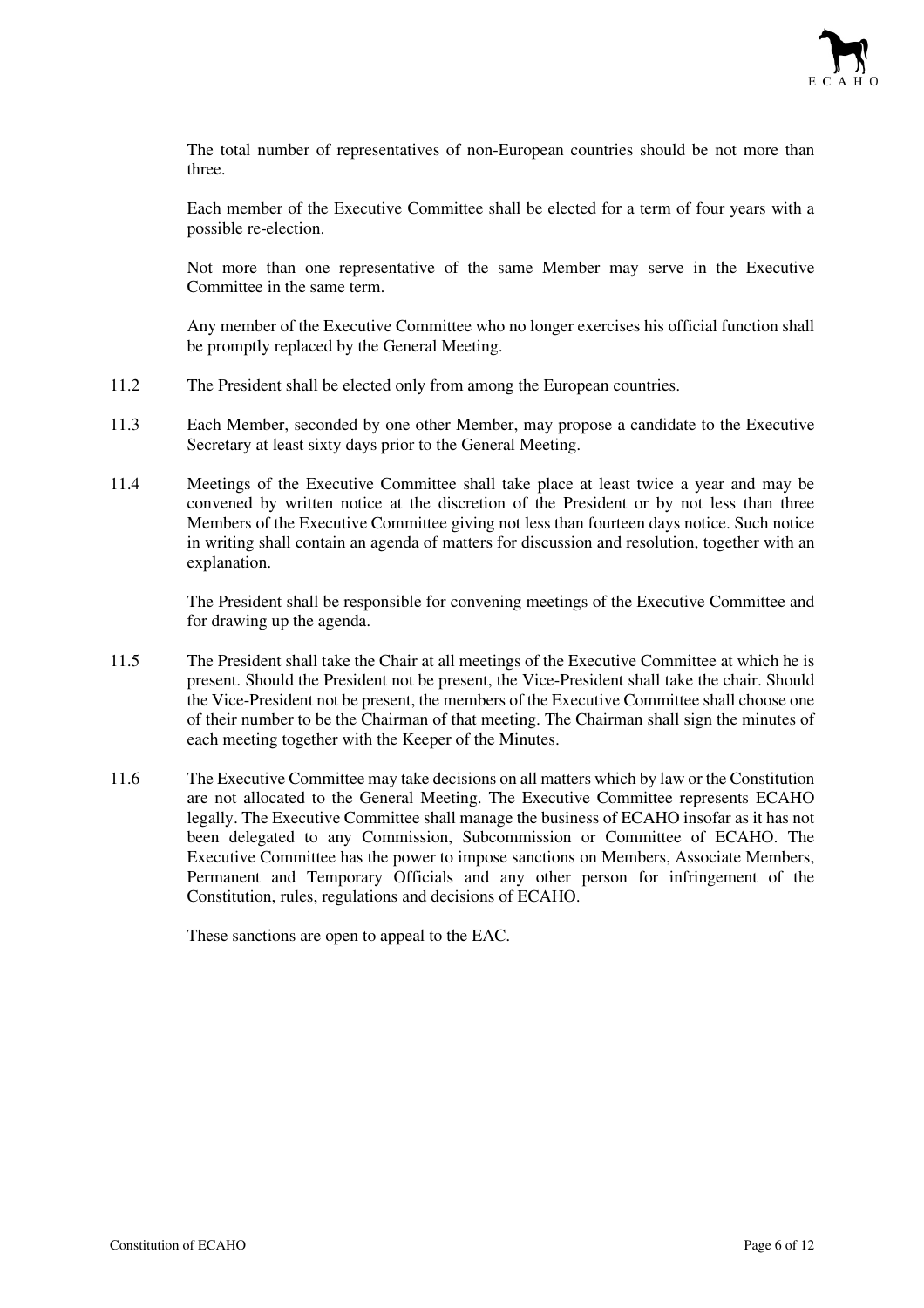The total number of representatives of non-European countries should be not more than three.

Each member of the Executive Committee shall be elected for a term of four years with a possible re-election.

Not more than one representative of the same Member may serve in the Executive Committee in the same term.

Any member of the Executive Committee who no longer exercises his official function shall be promptly replaced by the General Meeting.

11.2 The President shall be elected only from among the European countries.

11.3 Each Member, seconded by one other Member, may propose a candidate to the Executive Secretary at least sixty days prior to the General Meeting.

11.4 Meetings of the Executive Committee shall take place at least twice a year and may be convened by written notice at the discretion of the President or by not less than three Members of the Executive Committee giving not less than fourteen days notice. Such notice in writing shall contain an agenda of matters for discussion and resolution, together with an explanation.

The President shall be responsible for convening meetings of the Executive Committee and for drawing up the agenda.

11.5 The President shall take the Chair at all meetings of the Executive Committee at which he is present. Should the President not be present, the Vice-President shall take the chair. Should the Vice-President not be present, the members of the Executive Committee shall choose one of their number to be the Chairman of that meeting. The Chairman shall sign the minutes of each meeting together with the Keeper of the Minutes.

11.6 The Executive Committee may take decisions on all matters which by law or the Constitution are not allocated to the General Meeting. The Executive Committee represents ECAHO legally. The Executive Committee shall manage the business of ECAHO insofar as it has not been delegated to any Commission, Subcommission or Committee of ECAHO. The Executive Committee has the power to impose sanctions on Members, Associate Members, Permanent and Temporary Officials and any other person for infringement of the Constitution, rules, regulations and decisions of ECAHO.

These sanctions are open to appeal to the EAC.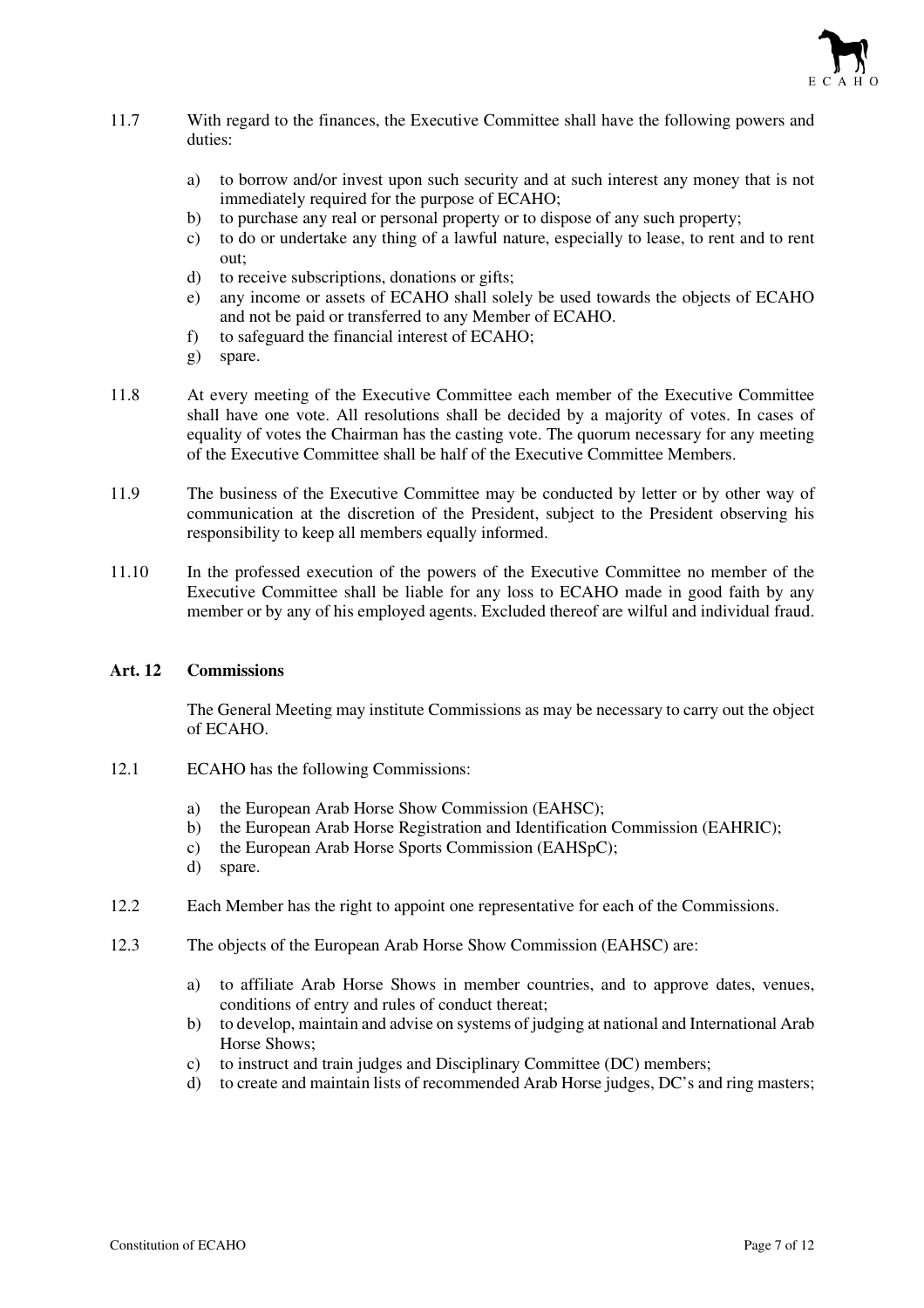11.7 With regard to the finances, the Executive Committee shall have the following powers and duties:

a) to borrow and/or invest upon such security and at such interest any money that is not immediately required for the purpose of ECAHO;
b) to purchase any real or personal property or to dispose of any such property;
c) to do or undertake any thing of a lawful nature, especially to lease, to rent and to rent out;
d) to receive subscriptions, donations or gifts;
e) any income or assets of ECAHO shall solely be used towards the objects of ECAHO and not be paid or transferred to any Member of ECAHO.
f) to safeguard the financial interest of ECAHO;
g) spare.

11.8 At every meeting of the Executive Committee each member of the Executive Committee shall have one vote. All resolutions shall be decided by a majority of votes. In cases of equality of votes the Chairman has the casting vote. The quorum necessary for any meeting of the Executive Committee shall be half of the Executive Committee Members.

11.9 The business of the Executive Committee may be conducted by letter or by other way of communication at the discretion of the President, subject to the President observing his responsibility to keep all members equally informed.

11.10 In the professed execution of the powers of the Executive Committee no member of the Executive Committee shall be liable for any loss to ECAHO made in good faith by any member or by any of his employed agents. Excluded thereof are wilful and individual fraud.

## Art. 12 Commissions

The General Meeting may institute Commissions as may be necessary to carry out the object of ECAHO.

12.1 ECAHO has the following Commissions:

a) the European Arab Horse Show Commission (EAHSC);
b) the European Arab Horse Registration and Identification Commission (EAHRIC);
c) the European Arab Horse Sports Commission (EAHSpC);
d) spare.

12.2 Each Member has the right to appoint one representative for each of the Commissions.

12.3 The objects of the European Arab Horse Show Commission (EAHSC) are:

a) to affiliate Arab Horse Shows in member countries, and to approve dates, venues, conditions of entry and rules of conduct thereat;
b) to develop, maintain and advise on systems of judging at national and International Arab Horse Shows;
c) to instruct and train judges and Disciplinary Committee (DC) members;
d) to create and maintain lists of recommended Arab Horse judges, DC's and ring masters;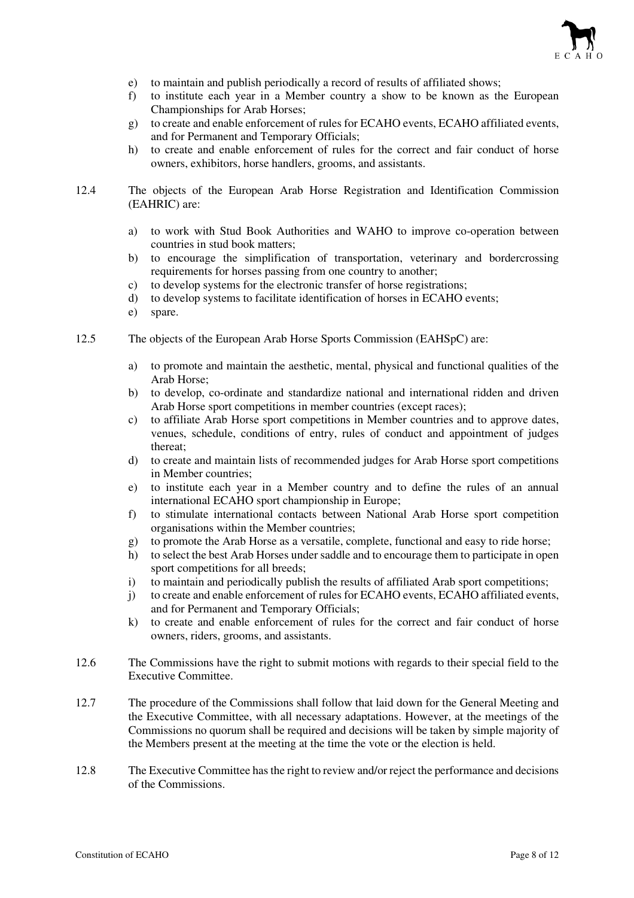e) to maintain and publish periodically a record of results of affiliated shows;
f) to institute each year in a Member country a show to be known as the European Championships for Arab Horses;
g) to create and enable enforcement of rules for ECAHO events, ECAHO affiliated events, and for Permanent and Temporary Officials;
h) to create and enable enforcement of rules for the correct and fair conduct of horse owners, exhibitors, horse handlers, grooms, and assistants.

12.4 The objects of the European Arab Horse Registration and Identification Commission (EAHRIC) are:

a) to work with Stud Book Authorities and WAHO to improve co-operation between countries in stud book matters;
b) to encourage the simplification of transportation, veterinary and bordercrossing requirements for horses passing from one country to another;
c) to develop systems for the electronic transfer of horse registrations;
d) to develop systems to facilitate identification of horses in ECAHO events;
e) spare.

12.5 The objects of the European Arab Horse Sports Commission (EAHSpC) are:

a) to promote and maintain the aesthetic, mental, physical and functional qualities of the Arab Horse;
b) to develop, co-ordinate and standardize national and international ridden and driven Arab Horse sport competitions in member countries (except races);
c) to affiliate Arab Horse sport competitions in Member countries and to approve dates, venues, schedule, conditions of entry, rules of conduct and appointment of judges thereat;
d) to create and maintain lists of recommended judges for Arab Horse sport competitions in Member countries;
e) to institute each year in a Member country and to define the rules of an annual international ECAHO sport championship in Europe;
f) to stimulate international contacts between National Arab Horse sport competition organisations within the Member countries;
g) to promote the Arab Horse as a versatile, complete, functional and easy to ride horse;
h) to select the best Arab Horses under saddle and to encourage them to participate in open sport competitions for all breeds;
i) to maintain and periodically publish the results of affiliated Arab sport competitions;
j) to create and enable enforcement of rules for ECAHO events, ECAHO affiliated events, and for Permanent and Temporary Officials;
k) to create and enable enforcement of rules for the correct and fair conduct of horse owners, riders, grooms, and assistants.

12.6 The Commissions have the right to submit motions with regards to their special field to the Executive Committee.

12.7 The procedure of the Commissions shall follow that laid down for the General Meeting and the Executive Committee, with all necessary adaptations. However, at the meetings of the Commissions no quorum shall be required and decisions will be taken by simple majority of the Members present at the meeting at the time the vote or the election is held.

12.8 The Executive Committee has the right to review and/or reject the performance and decisions of the Commissions.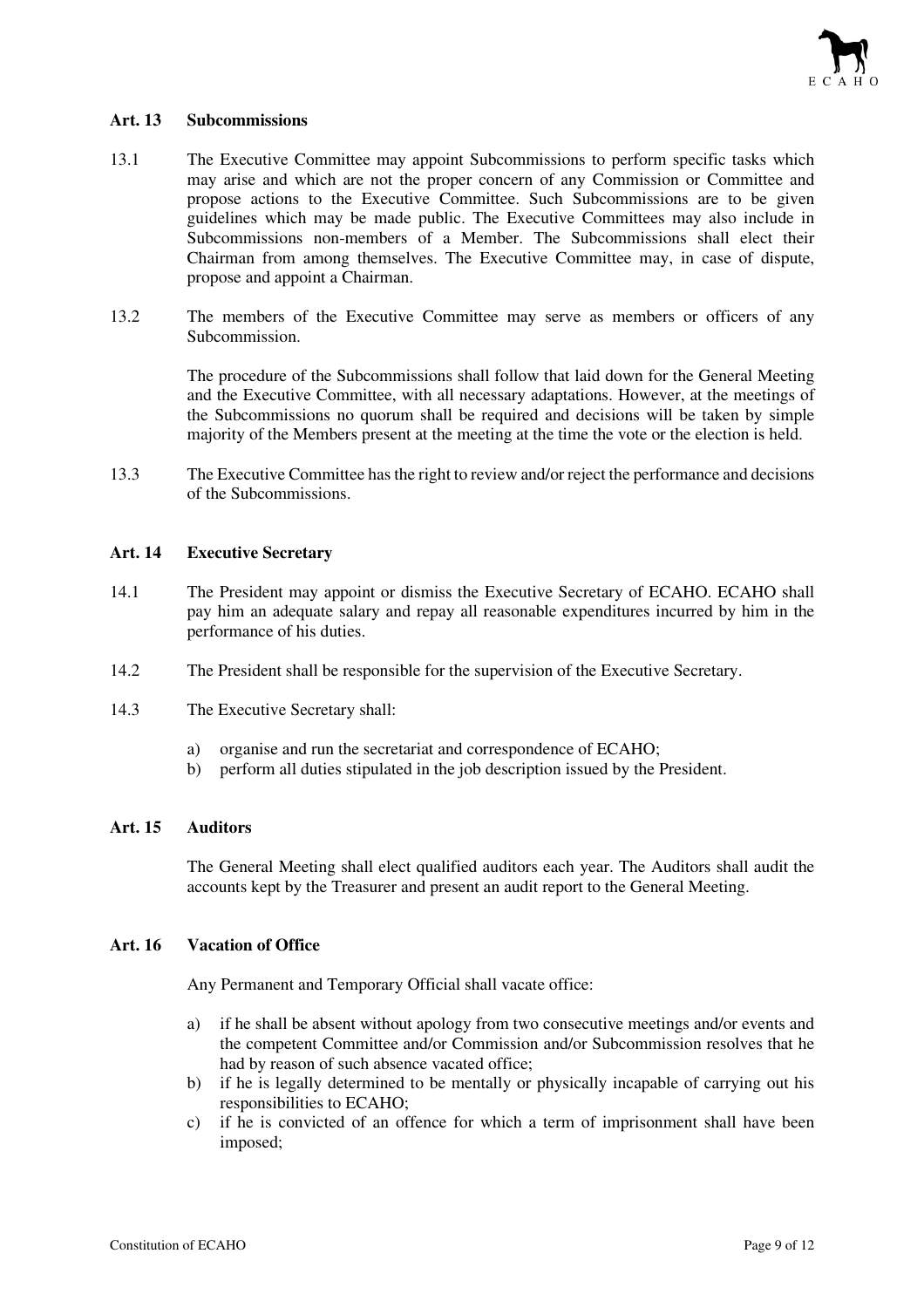### Art. 13 Subcommissions

13.1 The Executive Committee may appoint Subcommissions to perform specific tasks which may arise and which are not the proper concern of any Commission or Committee and propose actions to the Executive Committee. Such Subcommissions are to be given guidelines which may be made public. The Executive Committees may also include in Subcommissions non-members of a Member. The Subcommissions shall elect their Chairman from among themselves. The Executive Committee may, in case of dispute, propose and appoint a Chairman.

13.2 The members of the Executive Committee may serve as members or officers of any Subcommission.

The procedure of the Subcommissions shall follow that laid down for the General Meeting and the Executive Committee, with all necessary adaptations. However, at the meetings of the Subcommissions no quorum shall be required and decisions will be taken by simple majority of the Members present at the meeting at the time the vote or the election is held.

13.3 The Executive Committee has the right to review and/or reject the performance and decisions of the Subcommissions.

### Art. 14 Executive Secretary

14.1 The President may appoint or dismiss the Executive Secretary of ECAHO. ECAHO shall pay him an adequate salary and repay all reasonable expenditures incurred by him in the performance of his duties.

14.2 The President shall be responsible for the supervision of the Executive Secretary.

14.3 The Executive Secretary shall:

a) organise and run the secretariat and correspondence of ECAHO;
b) perform all duties stipulated in the job description issued by the President.

### Art. 15 Auditors

The General Meeting shall elect qualified auditors each year. The Auditors shall audit the accounts kept by the Treasurer and present an audit report to the General Meeting.

### Art. 16 Vacation of Office

Any Permanent and Temporary Official shall vacate office:

a) if he shall be absent without apology from two consecutive meetings and/or events and the competent Committee and/or Commission and/or Subcommission resolves that he had by reason of such absence vacated office;
b) if he is legally determined to be mentally or physically incapable of carrying out his responsibilities to ECAHO;
c) if he is convicted of an offence for which a term of imprisonment shall have been imposed;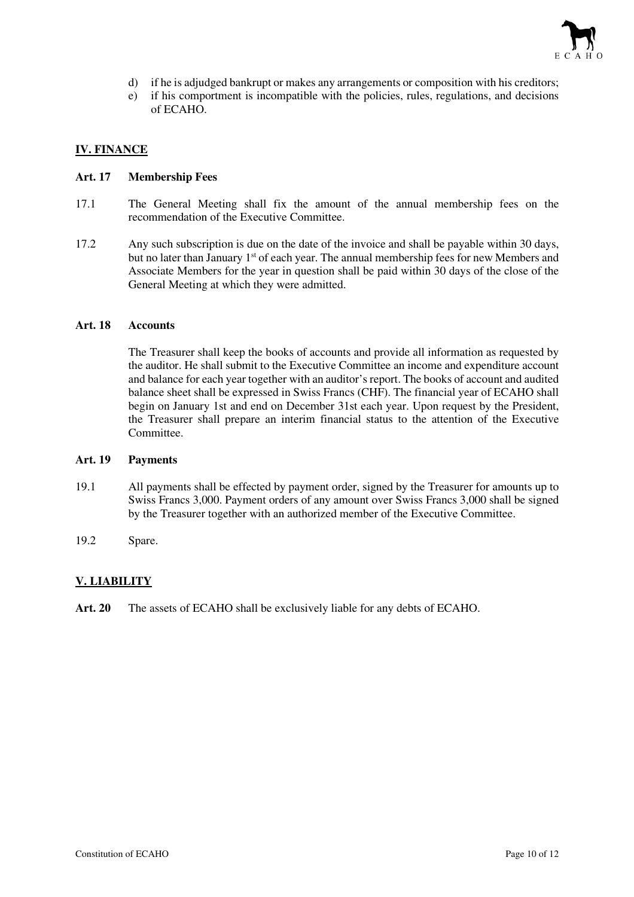d) if he is adjudged bankrupt or makes any arrangements or composition with his creditors;
e) if his comportment is incompatible with the policies, rules, regulations, and decisions of ECAHO.

## IV. FINANCE

### Art. 17 Membership Fees

17.1 The General Meeting shall fix the amount of the annual membership fees on the recommendation of the Executive Committee.

17.2 Any such subscription is due on the date of the invoice and shall be payable within 30 days, but no later than January 1st of each year. The annual membership fees for new Members and Associate Members for the year in question shall be paid within 30 days of the close of the General Meeting at which they were admitted.

### Art. 18 Accounts

The Treasurer shall keep the books of accounts and provide all information as requested by the auditor. He shall submit to the Executive Committee an income and expenditure account and balance for each year together with an auditor's report. The books of account and audited balance sheet shall be expressed in Swiss Francs (CHF). The financial year of ECAHO shall begin on January 1st and end on December 31st each year. Upon request by the President, the Treasurer shall prepare an interim financial status to the attention of the Executive Committee.

### Art. 19 Payments

19.1 All payments shall be effected by payment order, signed by the Treasurer for amounts up to Swiss Francs 3,000. Payment orders of any amount over Swiss Francs 3,000 shall be signed by the Treasurer together with an authorized member of the Executive Committee.

19.2 Spare.

## V. LIABILITY

**Art. 20** The assets of ECAHO shall be exclusively liable for any debts of ECAHO.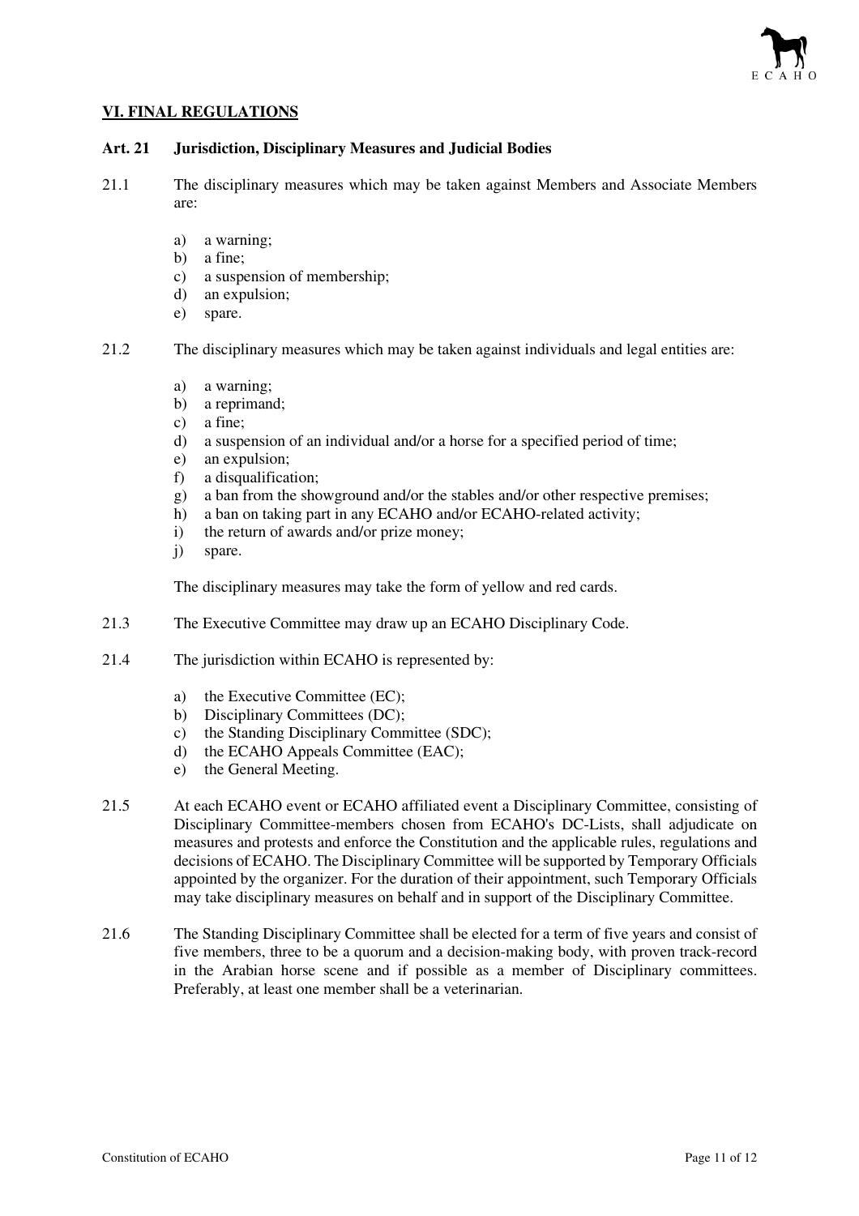## VI. FINAL REGULATIONS

### Art. 21 Jurisdiction, Disciplinary Measures and Judicial Bodies

21.1 The disciplinary measures which may be taken against Members and Associate Members are:

a) a warning;
b) a fine;
c) a suspension of membership;
d) an expulsion;
e) spare.

21.2 The disciplinary measures which may be taken against individuals and legal entities are:

a) a warning;
b) a reprimand;
c) a fine;
d) a suspension of an individual and/or a horse for a specified period of time;
e) an expulsion;
f) a disqualification;
g) a ban from the showground and/or the stables and/or other respective premises;
h) a ban on taking part in any ECAHO and/or ECAHO-related activity;
i) the return of awards and/or prize money;
j) spare.

The disciplinary measures may take the form of yellow and red cards.

21.3 The Executive Committee may draw up an ECAHO Disciplinary Code.

21.4 The jurisdiction within ECAHO is represented by:

a) the Executive Committee (EC);
b) Disciplinary Committees (DC);
c) the Standing Disciplinary Committee (SDC);
d) the ECAHO Appeals Committee (EAC);
e) the General Meeting.

21.5 At each ECAHO event or ECAHO affiliated event a Disciplinary Committee, consisting of Disciplinary Committee-members chosen from ECAHO's DC-Lists, shall adjudicate on measures and protests and enforce the Constitution and the applicable rules, regulations and decisions of ECAHO. The Disciplinary Committee will be supported by Temporary Officials appointed by the organizer. For the duration of their appointment, such Temporary Officials may take disciplinary measures on behalf and in support of the Disciplinary Committee.

21.6 The Standing Disciplinary Committee shall be elected for a term of five years and consist of five members, three to be a quorum and a decision-making body, with proven track-record in the Arabian horse scene and if possible as a member of Disciplinary committees. Preferably, at least one member shall be a veterinarian.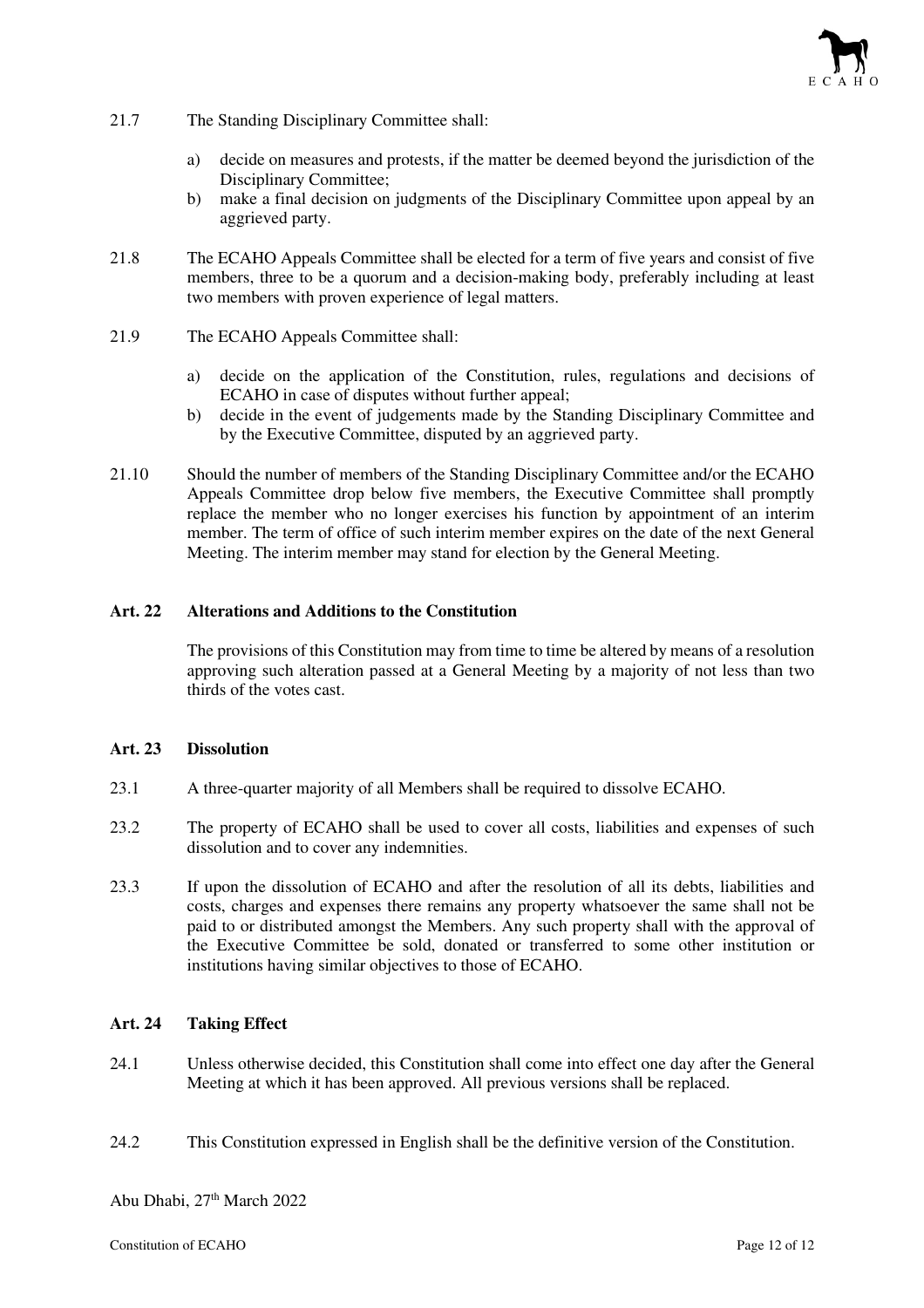21.7 The Standing Disciplinary Committee shall:

a) decide on measures and protests, if the matter be deemed beyond the jurisdiction of the Disciplinary Committee;
b) make a final decision on judgments of the Disciplinary Committee upon appeal by an aggrieved party.

21.8 The ECAHO Appeals Committee shall be elected for a term of five years and consist of five members, three to be a quorum and a decision-making body, preferably including at least two members with proven experience of legal matters.

21.9 The ECAHO Appeals Committee shall:

a) decide on the application of the Constitution, rules, regulations and decisions of ECAHO in case of disputes without further appeal;
b) decide in the event of judgements made by the Standing Disciplinary Committee and by the Executive Committee, disputed by an aggrieved party.

21.10 Should the number of members of the Standing Disciplinary Committee and/or the ECAHO Appeals Committee drop below five members, the Executive Committee shall promptly replace the member who no longer exercises his function by appointment of an interim member. The term of office of such interim member expires on the date of the next General Meeting. The interim member may stand for election by the General Meeting.

## Art. 22 Alterations and Additions to the Constitution

The provisions of this Constitution may from time to time be altered by means of a resolution approving such alteration passed at a General Meeting by a majority of not less than two thirds of the votes cast.

## Art. 23 Dissolution

23.1 A three-quarter majority of all Members shall be required to dissolve ECAHO.

23.2 The property of ECAHO shall be used to cover all costs, liabilities and expenses of such dissolution and to cover any indemnities.

23.3 If upon the dissolution of ECAHO and after the resolution of all its debts, liabilities and costs, charges and expenses there remains any property whatsoever the same shall not be paid to or distributed amongst the Members. Any such property shall with the approval of the Executive Committee be sold, donated or transferred to some other institution or institutions having similar objectives to those of ECAHO.

## Art. 24 Taking Effect

24.1 Unless otherwise decided, this Constitution shall come into effect one day after the General Meeting at which it has been approved. All previous versions shall be replaced.

24.2 This Constitution expressed in English shall be the definitive version of the Constitution.

Abu Dhabi, 27th March 2022